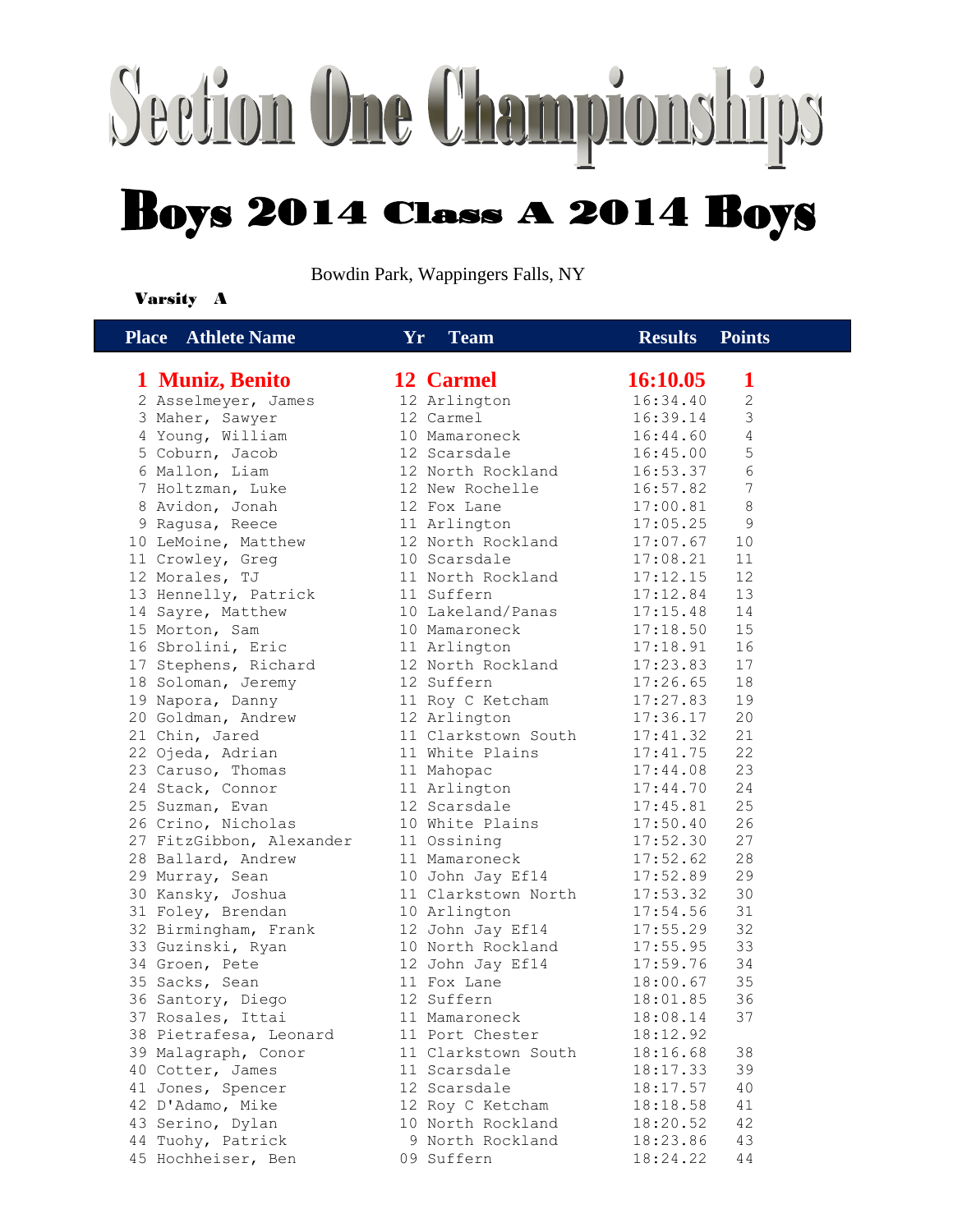# Section One Championships

## Boys 2014 Class A 2014 Boys

Bowdin Park, Wappingers Falls, NY

**Varsity A**

| Place | Athlete Name | Yr | Team | Results | Points |
|---|---|---|---|---|---|
| **1** | **Muniz, Benito** | **12** | **Carmel** | **16:10.05** | **1** |
| 2 | Asselmeyer, James | 12 | Arlington | 16:34.40 | 2 |
| 3 | Maher, Sawyer | 12 | Carmel | 16:39.14 | 3 |
| 4 | Young, William | 10 | Mamaroneck | 16:44.60 | 4 |
| 5 | Coburn, Jacob | 12 | Scarsdale | 16:45.00 | 5 |
| 6 | Mallon, Liam | 12 | North Rockland | 16:53.37 | 6 |
| 7 | Holtzman, Luke | 12 | New Rochelle | 16:57.82 | 7 |
| 8 | Avidon, Jonah | 12 | Fox Lane | 17:00.81 | 8 |
| 9 | Ragusa, Reece | 11 | Arlington | 17:05.25 | 9 |
| 10 | LeMoine, Matthew | 12 | North Rockland | 17:07.67 | 10 |
| 11 | Crowley, Greg | 10 | Scarsdale | 17:08.21 | 11 |
| 12 | Morales, TJ | 11 | North Rockland | 17:12.15 | 12 |
| 13 | Hennelly, Patrick | 11 | Suffern | 17:12.84 | 13 |
| 14 | Sayre, Matthew | 10 | Lakeland/Panas | 17:15.48 | 14 |
| 15 | Morton, Sam | 10 | Mamaroneck | 17:18.50 | 15 |
| 16 | Sbrolini, Eric | 11 | Arlington | 17:18.91 | 16 |
| 17 | Stephens, Richard | 12 | North Rockland | 17:23.83 | 17 |
| 18 | Soloman, Jeremy | 12 | Suffern | 17:26.65 | 18 |
| 19 | Napora, Danny | 11 | Roy C Ketcham | 17:27.83 | 19 |
| 20 | Goldman, Andrew | 12 | Arlington | 17:36.17 | 20 |
| 21 | Chin, Jared | 11 | Clarkstown South | 17:41.32 | 21 |
| 22 | Ojeda, Adrian | 11 | White Plains | 17:41.75 | 22 |
| 23 | Caruso, Thomas | 11 | Mahopac | 17:44.08 | 23 |
| 24 | Stack, Connor | 11 | Arlington | 17:44.70 | 24 |
| 25 | Suzman, Evan | 12 | Scarsdale | 17:45.81 | 25 |
| 26 | Crino, Nicholas | 10 | White Plains | 17:50.40 | 26 |
| 27 | FitzGibbon, Alexander | 11 | Ossining | 17:52.30 | 27 |
| 28 | Ballard, Andrew | 11 | Mamaroneck | 17:52.62 | 28 |
| 29 | Murray, Sean | 10 | John Jay Ef14 | 17:52.89 | 29 |
| 30 | Kansky, Joshua | 11 | Clarkstown North | 17:53.32 | 30 |
| 31 | Foley, Brendan | 10 | Arlington | 17:54.56 | 31 |
| 32 | Birmingham, Frank | 12 | John Jay Ef14 | 17:55.29 | 32 |
| 33 | Guzinski, Ryan | 10 | North Rockland | 17:55.95 | 33 |
| 34 | Groen, Pete | 12 | John Jay Ef14 | 17:59.76 | 34 |
| 35 | Sacks, Sean | 11 | Fox Lane | 18:00.67 | 35 |
| 36 | Santory, Diego | 12 | Suffern | 18:01.85 | 36 |
| 37 | Rosales, Ittai | 11 | Mamaroneck | 18:08.14 | 37 |
| 38 | Pietrafesa, Leonard | 11 | Port Chester | 18:12.92 | |
| 39 | Malagraph, Conor | 11 | Clarkstown South | 18:16.68 | 38 |
| 40 | Cotter, James | 11 | Scarsdale | 18:17.33 | 39 |
| 41 | Jones, Spencer | 12 | Scarsdale | 18:17.57 | 40 |
| 42 | D'Adamo, Mike | 12 | Roy C Ketcham | 18:18.58 | 41 |
| 43 | Serino, Dylan | 10 | North Rockland | 18:20.52 | 42 |
| 44 | Tuohy, Patrick | 9 | North Rockland | 18:23.86 | 43 |
| 45 | Hochheiser, Ben | 09 | Suffern | 18:24.22 | 44 |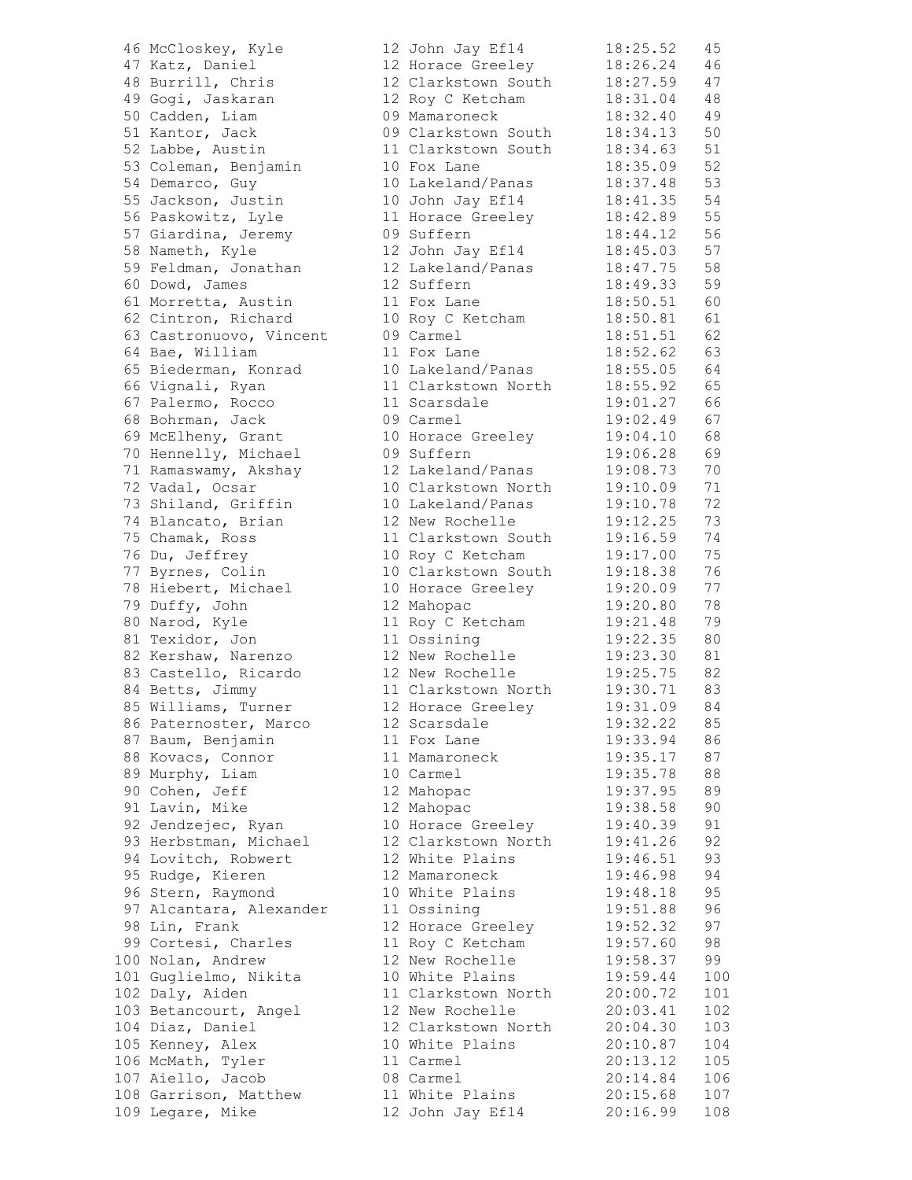```
 46 McCloskey, Kyle          12 John Jay Ef14       18:25.52   45
 47 Katz, Daniel             12 Horace Greeley      18:26.24   46
 48 Burrill, Chris           12 Clarkstown South    18:27.59   47
 49 Gogi, Jaskaran           12 Roy C Ketcham       18:31.04   48
 50 Cadden, Liam             09 Mamaroneck          18:32.40   49
 51 Kantor, Jack             09 Clarkstown South    18:34.13   50
 52 Labbe, Austin            11 Clarkstown South    18:34.63   51
 53 Coleman, Benjamin        10 Fox Lane            18:35.09   52
 54 Demarco, Guy             10 Lakeland/Panas      18:37.48   53
 55 Jackson, Justin          10 John Jay Ef14       18:41.35   54
 56 Paskowitz, Lyle          11 Horace Greeley      18:42.89   55
 57 Giardina, Jeremy         09 Suffern             18:44.12   56
 58 Nameth, Kyle             12 John Jay Ef14       18:45.03   57
 59 Feldman, Jonathan        12 Lakeland/Panas      18:47.75   58
 60 Dowd, James              12 Suffern             18:49.33   59
 61 Morretta, Austin         11 Fox Lane            18:50.51   60
 62 Cintron, Richard         10 Roy C Ketcham       18:50.81   61
 63 Castronuovo, Vincent     09 Carmel              18:51.51   62
 64 Bae, William             11 Fox Lane            18:52.62   63
 65 Biederman, Konrad        10 Lakeland/Panas      18:55.05   64
 66 Vignali, Ryan            11 Clarkstown North    18:55.92   65
 67 Palermo, Rocco           11 Scarsdale           19:01.27   66
 68 Bohrman, Jack            09 Carmel              19:02.49   67
 69 McElheny, Grant          10 Horace Greeley      19:04.10   68
 70 Hennelly, Michael        09 Suffern             19:06.28   69
 71 Ramaswamy, Akshay        12 Lakeland/Panas      19:08.73   70
 72 Vadal, Ocsar             10 Clarkstown North    19:10.09   71
 73 Shiland, Griffin         10 Lakeland/Panas      19:10.78   72
 74 Blancato, Brian          12 New Rochelle        19:12.25   73
 75 Chamak, Ross             11 Clarkstown South    19:16.59   74
 76 Du, Jeffrey              10 Roy C Ketcham       19:17.00   75
 77 Byrnes, Colin            10 Clarkstown South    19:18.38   76
 78 Hiebert, Michael         10 Horace Greeley      19:20.09   77
 79 Duffy, John              12 Mahopac             19:20.80   78
 80 Narod, Kyle              11 Roy C Ketcham       19:21.48   79
 81 Texidor, Jon             11 Ossining            19:22.35   80
 82 Kershaw, Narenzo         12 New Rochelle        19:23.30   81
 83 Castello, Ricardo        12 New Rochelle        19:25.75   82
 84 Betts, Jimmy             11 Clarkstown North    19:30.71   83
 85 Williams, Turner         12 Horace Greeley      19:31.09   84
 86 Paternoster, Marco       12 Scarsdale           19:32.22   85
 87 Baum, Benjamin           11 Fox Lane            19:33.94   86
 88 Kovacs, Connor           11 Mamaroneck          19:35.17   87
 89 Murphy, Liam             10 Carmel              19:35.78   88
 90 Cohen, Jeff              12 Mahopac             19:37.95   89
 91 Lavin, Mike              12 Mahopac             19:38.58   90
 92 Jendzejec, Ryan          10 Horace Greeley      19:40.39   91
 93 Herbstman, Michael       12 Clarkstown North    19:41.26   92
 94 Lovitch, Robwert         12 White Plains        19:46.51   93
 95 Rudge, Kieren            12 Mamaroneck          19:46.98   94
 96 Stern, Raymond           10 White Plains        19:48.18   95
 97 Alcantara, Alexander     11 Ossining            19:51.88   96
 98 Lin, Frank               12 Horace Greeley      19:52.32   97
 99 Cortesi, Charles         11 Roy C Ketcham       19:57.60   98
100 Nolan, Andrew            12 New Rochelle        19:58.37   99
101 Guglielmo, Nikita        10 White Plains        19:59.44   100
102 Daly, Aiden              11 Clarkstown North    20:00.72   101
103 Betancourt, Angel        12 New Rochelle        20:03.41   102
104 Diaz, Daniel             12 Clarkstown North    20:04.30   103
105 Kenney, Alex             10 White Plains        20:10.87   104
106 McMath, Tyler            11 Carmel              20:13.12   105
107 Aiello, Jacob            08 Carmel              20:14.84   106
108 Garrison, Matthew        11 White Plains        20:15.68   107
109 Legare, Mike             12 John Jay Ef14       20:16.99   108
```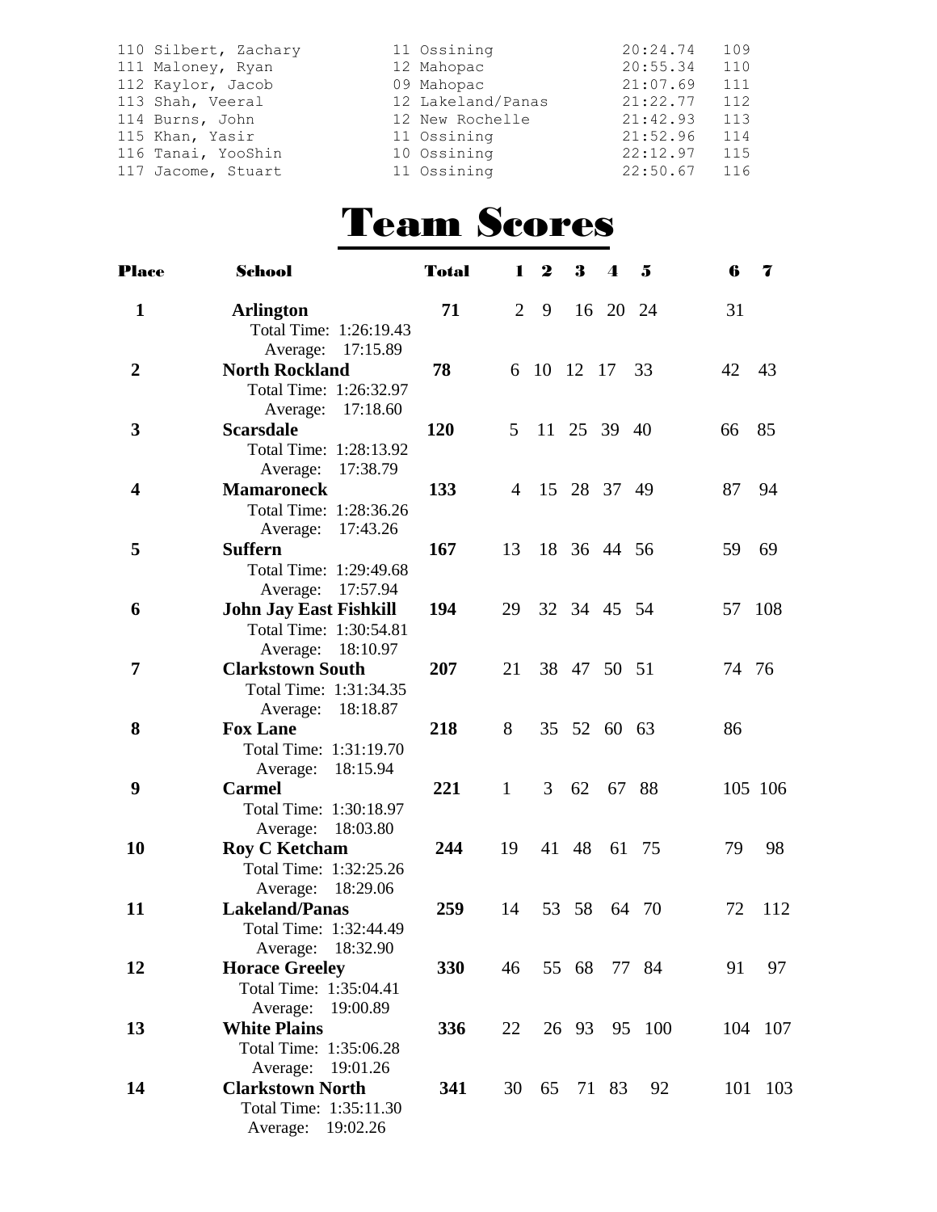```
110 Silbert, Zachary        11 Ossining           20:24.74   109
111 Maloney, Ryan           12 Mahopac            20:55.34   110
112 Kaylor, Jacob           09 Mahopac            21:07.69   111
113 Shah, Veeral            12 Lakeland/Panas     21:22.77   112
114 Burns, John             12 New Rochelle       21:42.93   113
115 Khan, Yasir             11 Ossining           21:52.96   114
116 Tanai, YooShin          10 Ossining           22:12.97   115
117 Jacome, Stuart          11 Ossining           22:50.67   116
```

# Team Scores

| Place | School | Total | 1 | 2 | 3 | 4 | 5 | 6 | 7 |
|---|---|---|---|---|---|---|---|---|---|
| **1** | **Arlington**<br>Total Time: 1:26:19.43<br>Average: 17:15.89 | **71** | 2 | 9 | 16 | 20 | 24 | 31 | |
| **2** | **North Rockland**<br>Total Time: 1:26:32.97<br>Average: 17:18.60 | **78** | 6 | 10 | 12 | 17 | 33 | 42 | 43 |
| **3** | **Scarsdale**<br>Total Time: 1:28:13.92<br>Average: 17:38.79 | **120** | 5 | 11 | 25 | 39 | 40 | 66 | 85 |
| **4** | **Mamaroneck**<br>Total Time: 1:28:36.26<br>Average: 17:43.26 | **133** | 4 | 15 | 28 | 37 | 49 | 87 | 94 |
| **5** | **Suffern**<br>Total Time: 1:29:49.68<br>Average: 17:57.94 | **167** | 13 | 18 | 36 | 44 | 56 | 59 | 69 |
| **6** | **John Jay East Fishkill**<br>Total Time: 1:30:54.81<br>Average: 18:10.97 | **194** | 29 | 32 | 34 | 45 | 54 | 57 | 108 |
| **7** | **Clarkstown South**<br>Total Time: 1:31:34.35<br>Average: 18:18.87 | **207** | 21 | 38 | 47 | 50 | 51 | 74 | 76 |
| **8** | **Fox Lane**<br>Total Time: 1:31:19.70<br>Average: 18:15.94 | **218** | 8 | 35 | 52 | 60 | 63 | 86 | |
| **9** | **Carmel**<br>Total Time: 1:30:18.97<br>Average: 18:03.80 | **221** | 1 | 3 | 62 | 67 | 88 | 105 | 106 |
| **10** | **Roy C Ketcham**<br>Total Time: 1:32:25.26<br>Average: 18:29.06 | **244** | 19 | 41 | 48 | 61 | 75 | 79 | 98 |
| **11** | **Lakeland/Panas**<br>Total Time: 1:32:44.49<br>Average: 18:32.90 | **259** | 14 | 53 | 58 | 64 | 70 | 72 | 112 |
| **12** | **Horace Greeley**<br>Total Time: 1:35:04.41<br>Average: 19:00.89 | **330** | 46 | 55 | 68 | 77 | 84 | 91 | 97 |
| **13** | **White Plains**<br>Total Time: 1:35:06.28<br>Average: 19:01.26 | **336** | 22 | 26 | 93 | 95 | 100 | 104 | 107 |
| **14** | **Clarkstown North**<br>Total Time: 1:35:11.30<br>Average: 19:02.26 | **341** | 30 | 65 | 71 | 83 | 92 | 101 | 103 |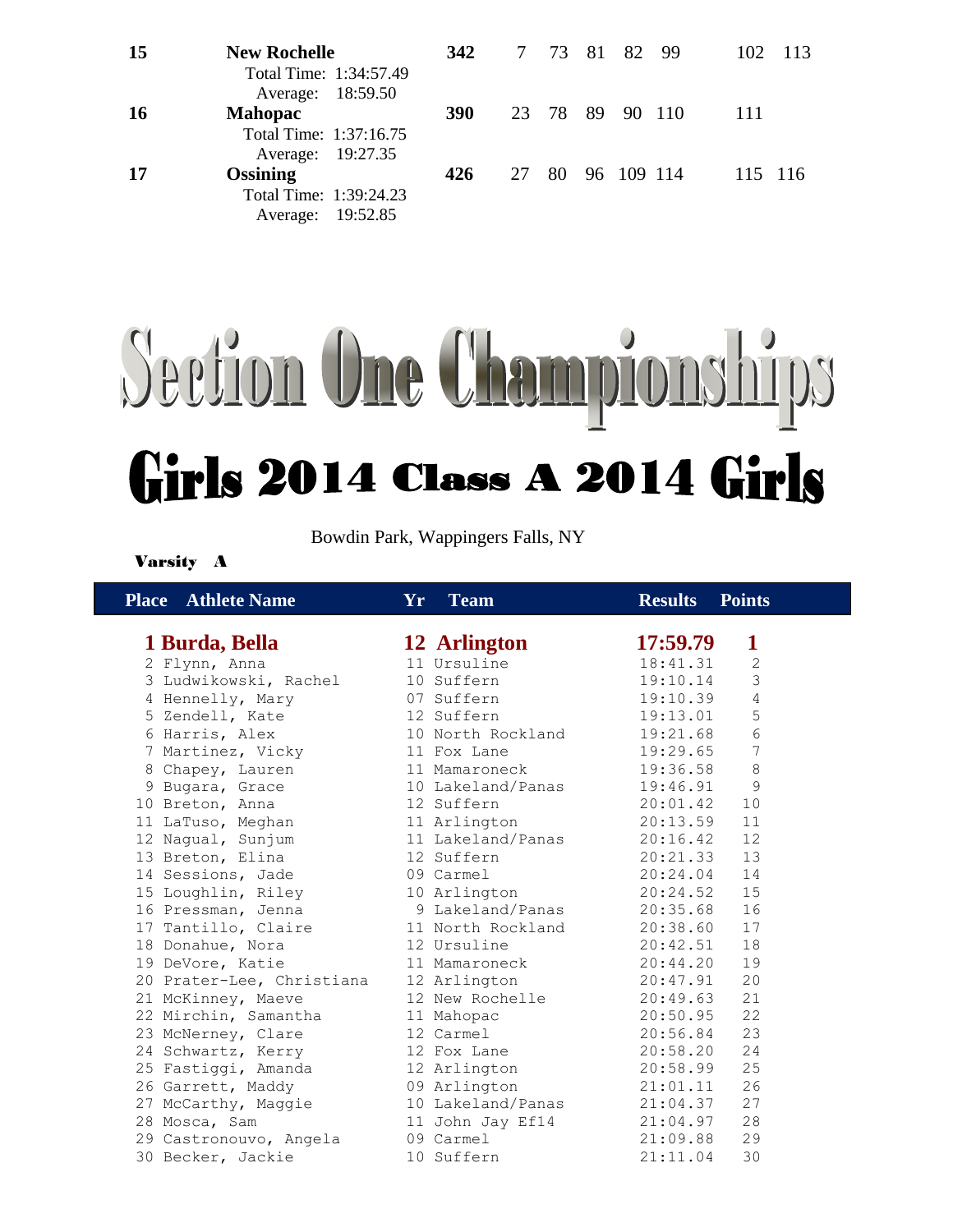| | | | | | | | | | | |
|---|---|---|---|---|---|---|---|---|---|---|
| **15** | **New Rochelle** Total Time: 1:34:57.49 Average: 18:59.50 | **342** | 7 | 73 | 81 | 82 | 99 | 102 | 113 |
| **16** | **Mahopac** Total Time: 1:37:16.75 Average: 19:27.35 | **390** | 23 | 78 | 89 | 90 | 110 | 111 | |
| **17** | **Ossining** Total Time: 1:39:24.23 Average: 19:52.85 | **426** | 27 | 80 | 96 | 109 | 114 | 115 | 116 |

# Section One Championships

## Girls 2014 Class A 2014 Girls

Bowdin Park, Wappingers Falls, NY

**Varsity A**

| Place | Athlete Name | Yr | Team | Results | Points |
|---|---|---|---|---|---|
| **1** | **Burda, Bella** | **12** | **Arlington** | **17:59.79** | **1** |
| 2 | Flynn, Anna | 11 | Ursuline | 18:41.31 | 2 |
| 3 | Ludwikowski, Rachel | 10 | Suffern | 19:10.14 | 3 |
| 4 | Hennelly, Mary | 07 | Suffern | 19:10.39 | 4 |
| 5 | Zendell, Kate | 12 | Suffern | 19:13.01 | 5 |
| 6 | Harris, Alex | 10 | North Rockland | 19:21.68 | 6 |
| 7 | Martinez, Vicky | 11 | Fox Lane | 19:29.65 | 7 |
| 8 | Chapey, Lauren | 11 | Mamaroneck | 19:36.58 | 8 |
| 9 | Bugara, Grace | 10 | Lakeland/Panas | 19:46.91 | 9 |
| 10 | Breton, Anna | 12 | Suffern | 20:01.42 | 10 |
| 11 | LaTuso, Meghan | 11 | Arlington | 20:13.59 | 11 |
| 12 | Nagual, Sunjum | 11 | Lakeland/Panas | 20:16.42 | 12 |
| 13 | Breton, Elina | 12 | Suffern | 20:21.33 | 13 |
| 14 | Sessions, Jade | 09 | Carmel | 20:24.04 | 14 |
| 15 | Loughlin, Riley | 10 | Arlington | 20:24.52 | 15 |
| 16 | Pressman, Jenna | 9 | Lakeland/Panas | 20:35.68 | 16 |
| 17 | Tantillo, Claire | 11 | North Rockland | 20:38.60 | 17 |
| 18 | Donahue, Nora | 12 | Ursuline | 20:42.51 | 18 |
| 19 | DeVore, Katie | 11 | Mamaroneck | 20:44.20 | 19 |
| 20 | Prater-Lee, Christiana | 12 | Arlington | 20:47.91 | 20 |
| 21 | McKinney, Maeve | 12 | New Rochelle | 20:49.63 | 21 |
| 22 | Mirchin, Samantha | 11 | Mahopac | 20:50.95 | 22 |
| 23 | McNerney, Clare | 12 | Carmel | 20:56.84 | 23 |
| 24 | Schwartz, Kerry | 12 | Fox Lane | 20:58.20 | 24 |
| 25 | Fastiggi, Amanda | 12 | Arlington | 20:58.99 | 25 |
| 26 | Garrett, Maddy | 09 | Arlington | 21:01.11 | 26 |
| 27 | McCarthy, Maggie | 10 | Lakeland/Panas | 21:04.37 | 27 |
| 28 | Mosca, Sam | 11 | John Jay Ef14 | 21:04.97 | 28 |
| 29 | Castronouvo, Angela | 09 | Carmel | 21:09.88 | 29 |
| 30 | Becker, Jackie | 10 | Suffern | 21:11.04 | 30 |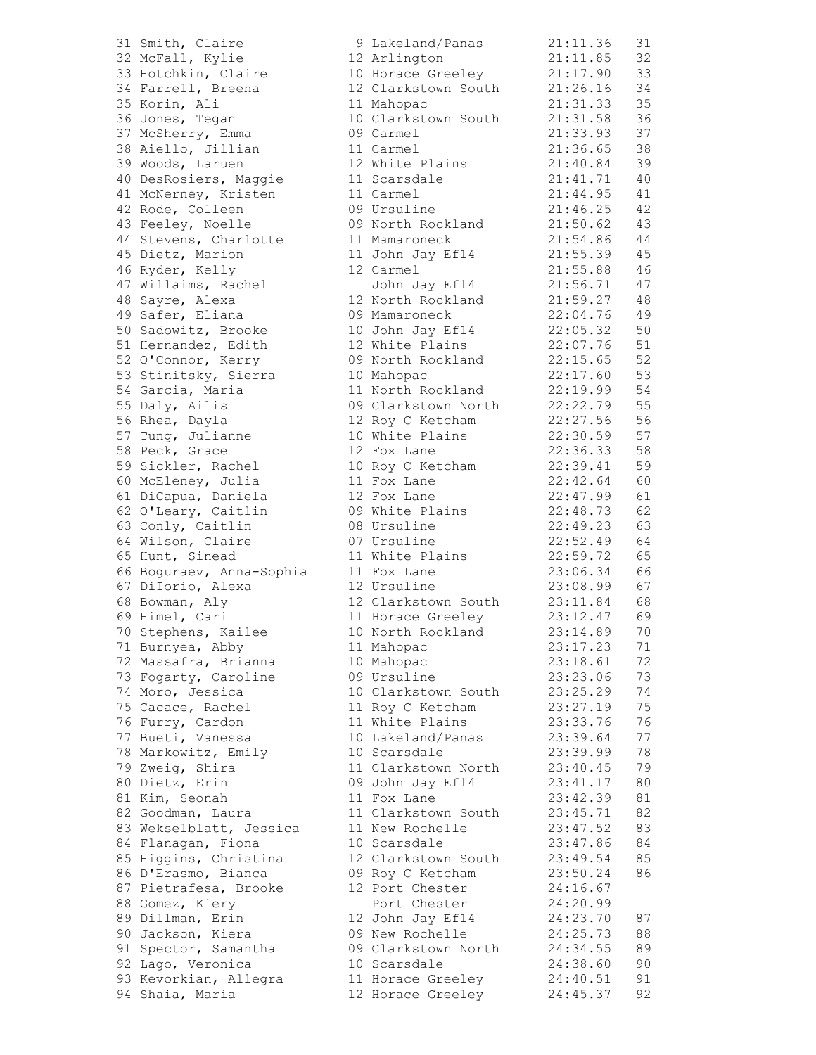| Place | Name | Yr | School | Time | Points |
|---|---|---|---|---|---|
| 31 | Smith, Claire | 9 | Lakeland/Panas | 21:11.36 | 31 |
| 32 | McFall, Kylie | 12 | Arlington | 21:11.85 | 32 |
| 33 | Hotchkin, Claire | 10 | Horace Greeley | 21:17.90 | 33 |
| 34 | Farrell, Breena | 12 | Clarkstown South | 21:26.16 | 34 |
| 35 | Korin, Ali | 11 | Mahopac | 21:31.33 | 35 |
| 36 | Jones, Tegan | 10 | Clarkstown South | 21:31.58 | 36 |
| 37 | McSherry, Emma | 09 | Carmel | 21:33.93 | 37 |
| 38 | Aiello, Jillian | 11 | Carmel | 21:36.65 | 38 |
| 39 | Woods, Laruen | 12 | White Plains | 21:40.84 | 39 |
| 40 | DesRosiers, Maggie | 11 | Scarsdale | 21:41.71 | 40 |
| 41 | McNerney, Kristen | 11 | Carmel | 21:44.95 | 41 |
| 42 | Rode, Colleen | 09 | Ursuline | 21:46.25 | 42 |
| 43 | Feeley, Noelle | 09 | North Rockland | 21:50.62 | 43 |
| 44 | Stevens, Charlotte | 11 | Mamaroneck | 21:54.86 | 44 |
| 45 | Dietz, Marion | 11 | John Jay Ef14 | 21:55.39 | 45 |
| 46 | Ryder, Kelly | 12 | Carmel | 21:55.88 | 46 |
| 47 | Willaims, Rachel | | John Jay Ef14 | 21:56.71 | 47 |
| 48 | Sayre, Alexa | 12 | North Rockland | 21:59.27 | 48 |
| 49 | Safer, Eliana | 09 | Mamaroneck | 22:04.76 | 49 |
| 50 | Sadowitz, Brooke | 10 | John Jay Ef14 | 22:05.32 | 50 |
| 51 | Hernandez, Edith | 12 | White Plains | 22:07.76 | 51 |
| 52 | O'Connor, Kerry | 09 | North Rockland | 22:15.65 | 52 |
| 53 | Stinitsky, Sierra | 10 | Mahopac | 22:17.60 | 53 |
| 54 | Garcia, Maria | 11 | North Rockland | 22:19.99 | 54 |
| 55 | Daly, Ailis | 09 | Clarkstown North | 22:22.79 | 55 |
| 56 | Rhea, Dayla | 12 | Roy C Ketcham | 22:27.56 | 56 |
| 57 | Tung, Julianne | 10 | White Plains | 22:30.59 | 57 |
| 58 | Peck, Grace | 12 | Fox Lane | 22:36.33 | 58 |
| 59 | Sickler, Rachel | 10 | Roy C Ketcham | 22:39.41 | 59 |
| 60 | McEleney, Julia | 11 | Fox Lane | 22:42.64 | 60 |
| 61 | DiCapua, Daniela | 12 | Fox Lane | 22:47.99 | 61 |
| 62 | O'Leary, Caitlin | 09 | White Plains | 22:48.73 | 62 |
| 63 | Conly, Caitlin | 08 | Ursuline | 22:49.23 | 63 |
| 64 | Wilson, Claire | 07 | Ursuline | 22:52.49 | 64 |
| 65 | Hunt, Sinead | 11 | White Plains | 22:59.72 | 65 |
| 66 | Boguraev, Anna-Sophia | 11 | Fox Lane | 23:06.34 | 66 |
| 67 | DiIorio, Alexa | 12 | Ursuline | 23:08.99 | 67 |
| 68 | Bowman, Aly | 12 | Clarkstown South | 23:11.84 | 68 |
| 69 | Himel, Cari | 11 | Horace Greeley | 23:12.47 | 69 |
| 70 | Stephens, Kailee | 10 | North Rockland | 23:14.89 | 70 |
| 71 | Burnyea, Abby | 11 | Mahopac | 23:17.23 | 71 |
| 72 | Massafra, Brianna | 10 | Mahopac | 23:18.61 | 72 |
| 73 | Fogarty, Caroline | 09 | Ursuline | 23:23.06 | 73 |
| 74 | Moro, Jessica | 10 | Clarkstown South | 23:25.29 | 74 |
| 75 | Cacace, Rachel | 11 | Roy C Ketcham | 23:27.19 | 75 |
| 76 | Furry, Cardon | 11 | White Plains | 23:33.76 | 76 |
| 77 | Bueti, Vanessa | 10 | Lakeland/Panas | 23:39.64 | 77 |
| 78 | Markowitz, Emily | 10 | Scarsdale | 23:39.99 | 78 |
| 79 | Zweig, Shira | 11 | Clarkstown North | 23:40.45 | 79 |
| 80 | Dietz, Erin | 09 | John Jay Ef14 | 23:41.17 | 80 |
| 81 | Kim, Seonah | 11 | Fox Lane | 23:42.39 | 81 |
| 82 | Goodman, Laura | 11 | Clarkstown South | 23:45.71 | 82 |
| 83 | Wekselblatt, Jessica | 11 | New Rochelle | 23:47.52 | 83 |
| 84 | Flanagan, Fiona | 10 | Scarsdale | 23:47.86 | 84 |
| 85 | Higgins, Christina | 12 | Clarkstown South | 23:49.54 | 85 |
| 86 | D'Erasmo, Bianca | 09 | Roy C Ketcham | 23:50.24 | 86 |
| 87 | Pietrafesa, Brooke | 12 | Port Chester | 24:16.67 | |
| 88 | Gomez, Kiery | | Port Chester | 24:20.99 | |
| 89 | Dillman, Erin | 12 | John Jay Ef14 | 24:23.70 | 87 |
| 90 | Jackson, Kiera | 09 | New Rochelle | 24:25.73 | 88 |
| 91 | Spector, Samantha | 09 | Clarkstown North | 24:34.55 | 89 |
| 92 | Lago, Veronica | 10 | Scarsdale | 24:38.60 | 90 |
| 93 | Kevorkian, Allegra | 11 | Horace Greeley | 24:40.51 | 91 |
| 94 | Shaia, Maria | 12 | Horace Greeley | 24:45.37 | 92 |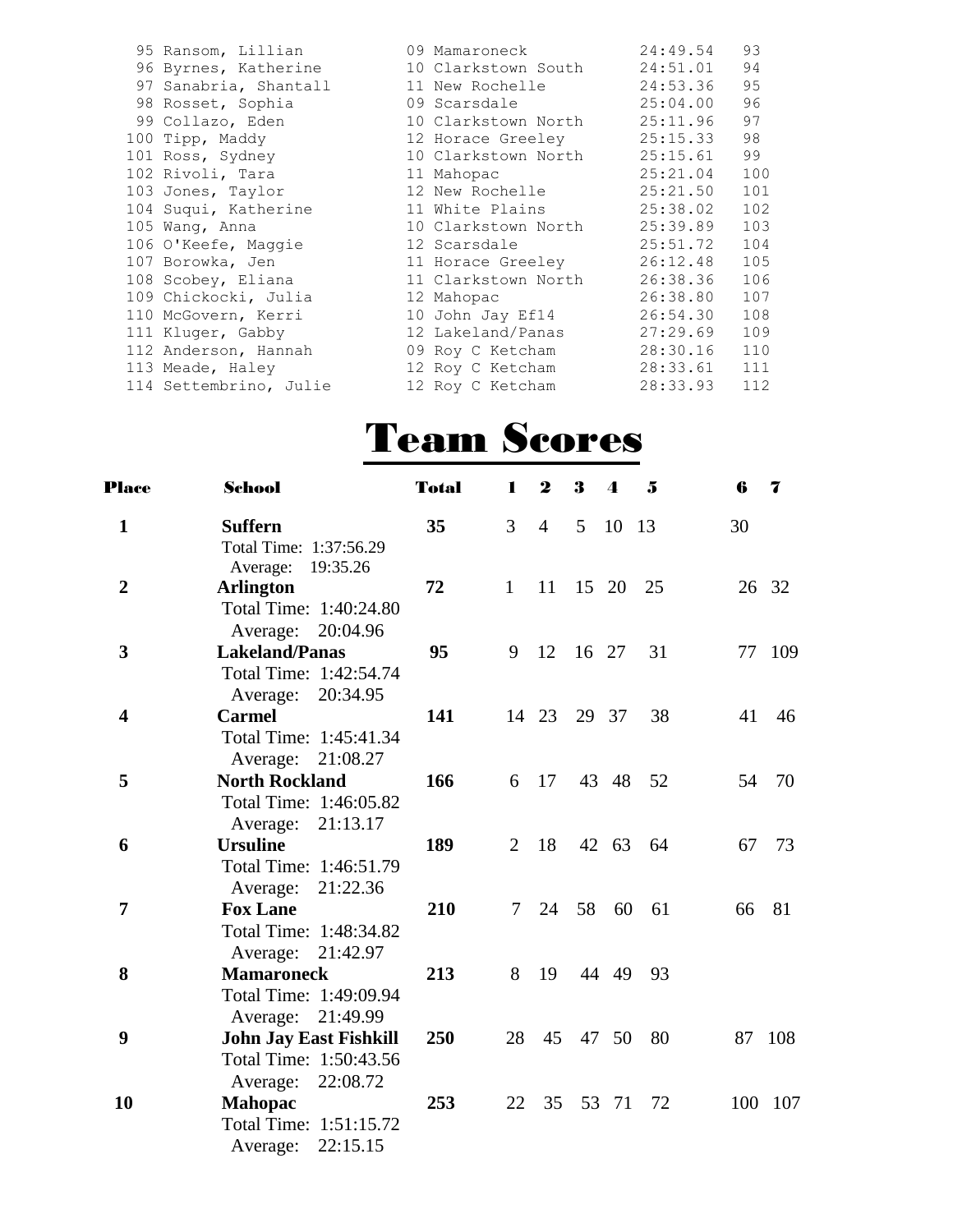| Place | Name | Yr | School | Time | Score |
|---|---|---|---|---|---|
| 95 | Ransom, Lillian | 09 | Mamaroneck | 24:49.54 | 93 |
| 96 | Byrnes, Katherine | 10 | Clarkstown South | 24:51.01 | 94 |
| 97 | Sanabria, Shantall | 11 | New Rochelle | 24:53.36 | 95 |
| 98 | Rosset, Sophia | 09 | Scarsdale | 25:04.00 | 96 |
| 99 | Collazo, Eden | 10 | Clarkstown North | 25:11.96 | 97 |
| 100 | Tipp, Maddy | 12 | Horace Greeley | 25:15.33 | 98 |
| 101 | Ross, Sydney | 10 | Clarkstown North | 25:15.61 | 99 |
| 102 | Rivoli, Tara | 11 | Mahopac | 25:21.04 | 100 |
| 103 | Jones, Taylor | 12 | New Rochelle | 25:21.50 | 101 |
| 104 | Suqui, Katherine | 11 | White Plains | 25:38.02 | 102 |
| 105 | Wang, Anna | 10 | Clarkstown North | 25:39.89 | 103 |
| 106 | O'Keefe, Maggie | 12 | Scarsdale | 25:51.72 | 104 |
| 107 | Borowka, Jen | 11 | Horace Greeley | 26:12.48 | 105 |
| 108 | Scobey, Eliana | 11 | Clarkstown North | 26:38.36 | 106 |
| 109 | Chickocki, Julia | 12 | Mahopac | 26:38.80 | 107 |
| 110 | McGovern, Kerri | 10 | John Jay Ef14 | 26:54.30 | 108 |
| 111 | Kluger, Gabby | 12 | Lakeland/Panas | 27:29.69 | 109 |
| 112 | Anderson, Hannah | 09 | Roy C Ketcham | 28:30.16 | 110 |
| 113 | Meade, Haley | 12 | Roy C Ketcham | 28:33.61 | 111 |
| 114 | Settembrino, Julie | 12 | Roy C Ketcham | 28:33.93 | 112 |

# Team Scores

| Place | School | Total | 1 | 2 | 3 | 4 | 5 | 6 | 7 |
|---|---|---|---|---|---|---|---|---|---|
| 1 | **Suffern**<br>Total Time: 1:37:56.29<br>Average: 19:35.26 | 35 | 3 | 4 | 5 | 10 | 13 | 30 | |
| 2 | **Arlington**<br>Total Time: 1:40:24.80<br>Average: 20:04.96 | 72 | 1 | 11 | 15 | 20 | 25 | 26 | 32 |
| 3 | **Lakeland/Panas**<br>Total Time: 1:42:54.74<br>Average: 20:34.95 | 95 | 9 | 12 | 16 | 27 | 31 | 77 | 109 |
| 4 | **Carmel**<br>Total Time: 1:45:41.34<br>Average: 21:08.27 | 141 | 14 | 23 | 29 | 37 | 38 | 41 | 46 |
| 5 | **North Rockland**<br>Total Time: 1:46:05.82<br>Average: 21:13.17 | 166 | 6 | 17 | 43 | 48 | 52 | 54 | 70 |
| 6 | **Ursuline**<br>Total Time: 1:46:51.79<br>Average: 21:22.36 | 189 | 2 | 18 | 42 | 63 | 64 | 67 | 73 |
| 7 | **Fox Lane**<br>Total Time: 1:48:34.82<br>Average: 21:42.97 | 210 | 7 | 24 | 58 | 60 | 61 | 66 | 81 |
| 8 | **Mamaroneck**<br>Total Time: 1:49:09.94<br>Average: 21:49.99 | 213 | 8 | 19 | 44 | 49 | 93 | | |
| 9 | **John Jay East Fishkill**<br>Total Time: 1:50:43.56<br>Average: 22:08.72 | 250 | 28 | 45 | 47 | 50 | 80 | 87 | 108 |
| 10 | **Mahopac**<br>Total Time: 1:51:15.72<br>Average: 22:15.15 | 253 | 22 | 35 | 53 | 71 | 72 | 100 | 107 |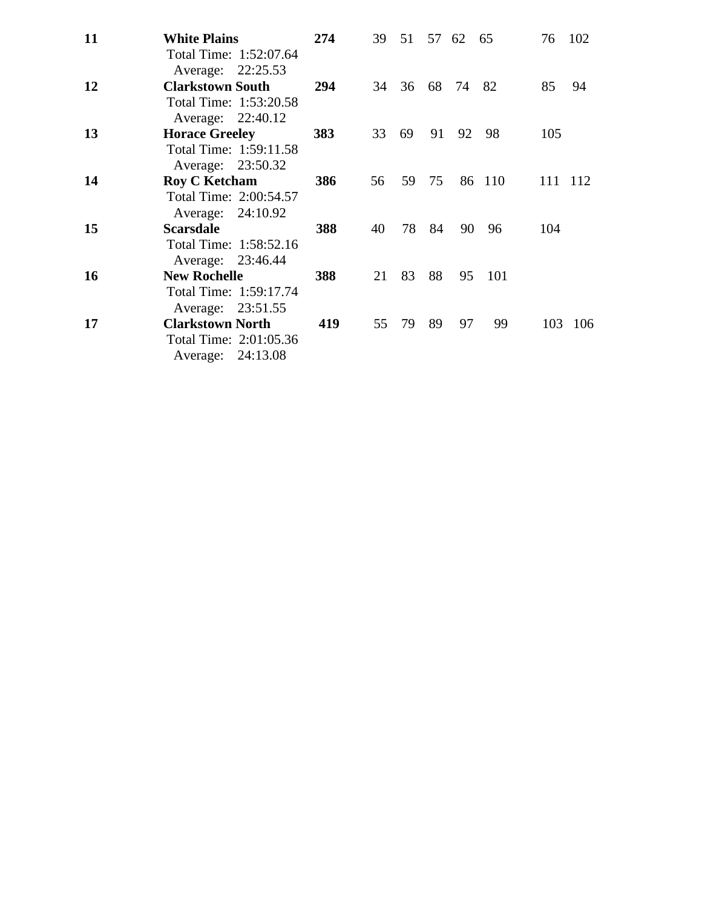| | | | | | | | | | | |
|---|---|---|---|---|---|---|---|---|---|---|
| **11** | **White Plains** | **274** | 39 | 51 | 57 | 62 | 65 | 76 | 102 |
| | Total Time: 1:52:07.64 | | | | | | | | |
| | Average: 22:25.53 | | | | | | | | |
| **12** | **Clarkstown South** | **294** | 34 | 36 | 68 | 74 | 82 | 85 | 94 |
| | Total Time: 1:53:20.58 | | | | | | | | |
| | Average: 22:40.12 | | | | | | | | |
| **13** | **Horace Greeley** | **383** | 33 | 69 | 91 | 92 | 98 | 105 | |
| | Total Time: 1:59:11.58 | | | | | | | | |
| | Average: 23:50.32 | | | | | | | | |
| **14** | **Roy C Ketcham** | **386** | 56 | 59 | 75 | 86 | 110 | 111 | 112 |
| | Total Time: 2:00:54.57 | | | | | | | | |
| | Average: 24:10.92 | | | | | | | | |
| **15** | **Scarsdale** | **388** | 40 | 78 | 84 | 90 | 96 | 104 | |
| | Total Time: 1:58:52.16 | | | | | | | | |
| | Average: 23:46.44 | | | | | | | | |
| **16** | **New Rochelle** | **388** | 21 | 83 | 88 | 95 | 101 | | |
| | Total Time: 1:59:17.74 | | | | | | | | |
| | Average: 23:51.55 | | | | | | | | |
| **17** | **Clarkstown North** | **419** | 55 | 79 | 89 | 97 | 99 | 103 | 106 |
| | Total Time: 2:01:05.36 | | | | | | | | |
| | Average: 24:13.08 | | | | | | | | |